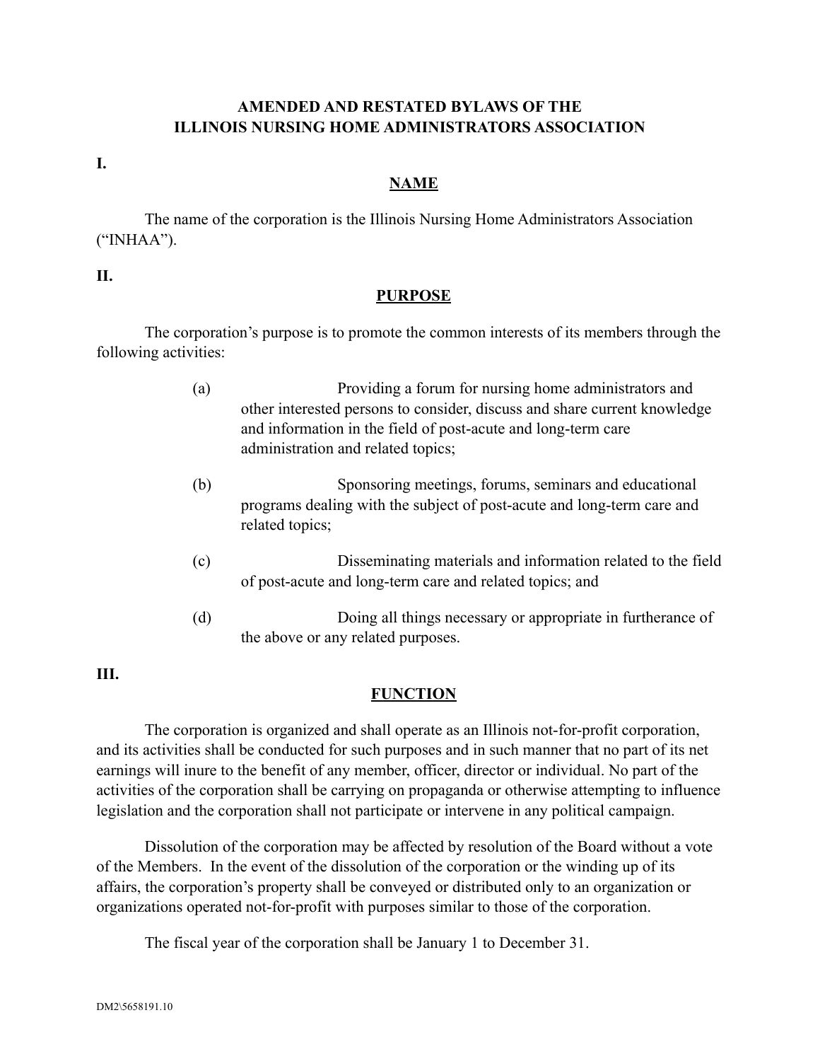# AMENDED AND RESTATED BYLAWS OF THE ILLINOIS NURSING HOME ADMINISTRATORS ASSOCIATION

## I.

## NAME

The name of the corporation is the Illinois Nursing Home Administrators Association (“INHAA”).

## II.

## PURPOSE

The corporation’s purpose is to promote the common interests of its members through the following activities:

(a) Providing a forum for nursing home administrators and other interested persons to consider, discuss and share current knowledge and information in the field of post-acute and long-term care administration and related topics;

(b) Sponsoring meetings, forums, seminars and educational programs dealing with the subject of post-acute and long-term care and related topics;

(c) Disseminating materials and information related to the field of post-acute and long-term care and related topics; and

(d) Doing all things necessary or appropriate in furtherance of the above or any related purposes.

## III.

## FUNCTION

The corporation is organized and shall operate as an Illinois not-for-profit corporation, and its activities shall be conducted for such purposes and in such manner that no part of its net earnings will inure to the benefit of any member, officer, director or individual. No part of the activities of the corporation shall be carrying on propaganda or otherwise attempting to influence legislation and the corporation shall not participate or intervene in any political campaign.

Dissolution of the corporation may be affected by resolution of the Board without a vote of the Members. In the event of the dissolution of the corporation or the winding up of its affairs, the corporation’s property shall be conveyed or distributed only to an organization or organizations operated not-for-profit with purposes similar to those of the corporation.

The fiscal year of the corporation shall be January 1 to December 31.

DM2\5658191.10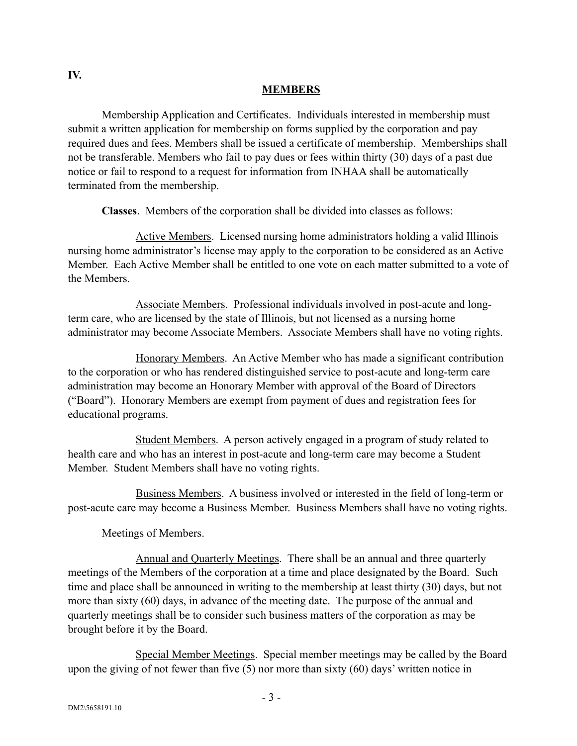**IV.**

## MEMBERS

Membership Application and Certificates. Individuals interested in membership must submit a written application for membership on forms supplied by the corporation and pay required dues and fees. Members shall be issued a certificate of membership. Memberships shall not be transferable. Members who fail to pay dues or fees within thirty (30) days of a past due notice or fail to respond to a request for information from INHAA shall be automatically terminated from the membership.

**Classes**. Members of the corporation shall be divided into classes as follows:

Active Members. Licensed nursing home administrators holding a valid Illinois nursing home administrator's license may apply to the corporation to be considered as an Active Member. Each Active Member shall be entitled to one vote on each matter submitted to a vote of the Members.

Associate Members. Professional individuals involved in post-acute and long-term care, who are licensed by the state of Illinois, but not licensed as a nursing home administrator may become Associate Members. Associate Members shall have no voting rights.

Honorary Members. An Active Member who has made a significant contribution to the corporation or who has rendered distinguished service to post-acute and long-term care administration may become an Honorary Member with approval of the Board of Directors ("Board"). Honorary Members are exempt from payment of dues and registration fees for educational programs.

Student Members. A person actively engaged in a program of study related to health care and who has an interest in post-acute and long-term care may become a Student Member. Student Members shall have no voting rights.

Business Members. A business involved or interested in the field of long-term or post-acute care may become a Business Member. Business Members shall have no voting rights.

Meetings of Members.

Annual and Quarterly Meetings. There shall be an annual and three quarterly meetings of the Members of the corporation at a time and place designated by the Board. Such time and place shall be announced in writing to the membership at least thirty (30) days, but not more than sixty (60) days, in advance of the meeting date. The purpose of the annual and quarterly meetings shall be to consider such business matters of the corporation as may be brought before it by the Board.

Special Member Meetings. Special member meetings may be called by the Board upon the giving of not fewer than five (5) nor more than sixty (60) days' written notice in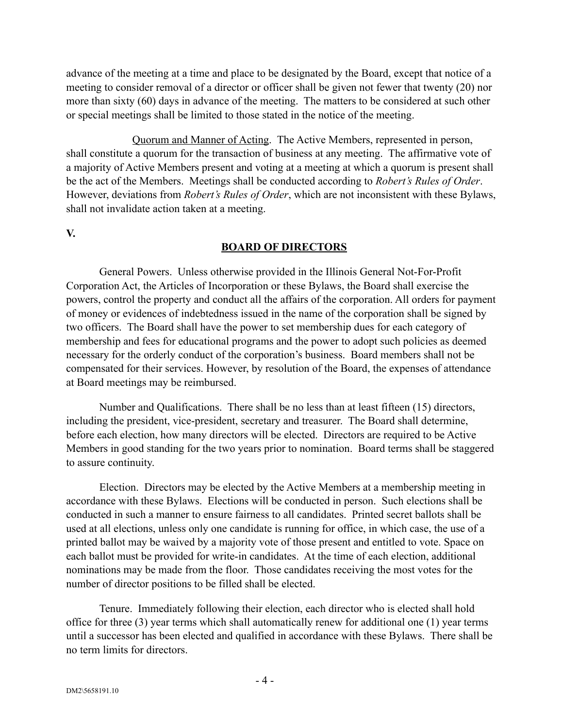advance of the meeting at a time and place to be designated by the Board, except that notice of a meeting to consider removal of a director or officer shall be given not fewer that twenty (20) nor more than sixty (60) days in advance of the meeting. The matters to be considered at such other or special meetings shall be limited to those stated in the notice of the meeting.

Quorum and Manner of Acting. The Active Members, represented in person, shall constitute a quorum for the transaction of business at any meeting. The affirmative vote of a majority of Active Members present and voting at a meeting at which a quorum is present shall be the act of the Members. Meetings shall be conducted according to *Robert's Rules of Order*. However, deviations from *Robert's Rules of Order*, which are not inconsistent with these Bylaws, shall not invalidate action taken at a meeting.

**V.**

## BOARD OF DIRECTORS

General Powers. Unless otherwise provided in the Illinois General Not-For-Profit Corporation Act, the Articles of Incorporation or these Bylaws, the Board shall exercise the powers, control the property and conduct all the affairs of the corporation. All orders for payment of money or evidences of indebtedness issued in the name of the corporation shall be signed by two officers. The Board shall have the power to set membership dues for each category of membership and fees for educational programs and the power to adopt such policies as deemed necessary for the orderly conduct of the corporation's business. Board members shall not be compensated for their services. However, by resolution of the Board, the expenses of attendance at Board meetings may be reimbursed.

Number and Qualifications. There shall be no less than at least fifteen (15) directors, including the president, vice-president, secretary and treasurer. The Board shall determine, before each election, how many directors will be elected. Directors are required to be Active Members in good standing for the two years prior to nomination. Board terms shall be staggered to assure continuity.

Election. Directors may be elected by the Active Members at a membership meeting in accordance with these Bylaws. Elections will be conducted in person. Such elections shall be conducted in such a manner to ensure fairness to all candidates. Printed secret ballots shall be used at all elections, unless only one candidate is running for office, in which case, the use of a printed ballot may be waived by a majority vote of those present and entitled to vote. Space on each ballot must be provided for write-in candidates. At the time of each election, additional nominations may be made from the floor. Those candidates receiving the most votes for the number of director positions to be filled shall be elected.

Tenure. Immediately following their election, each director who is elected shall hold office for three (3) year terms which shall automatically renew for additional one (1) year terms until a successor has been elected and qualified in accordance with these Bylaws. There shall be no term limits for directors.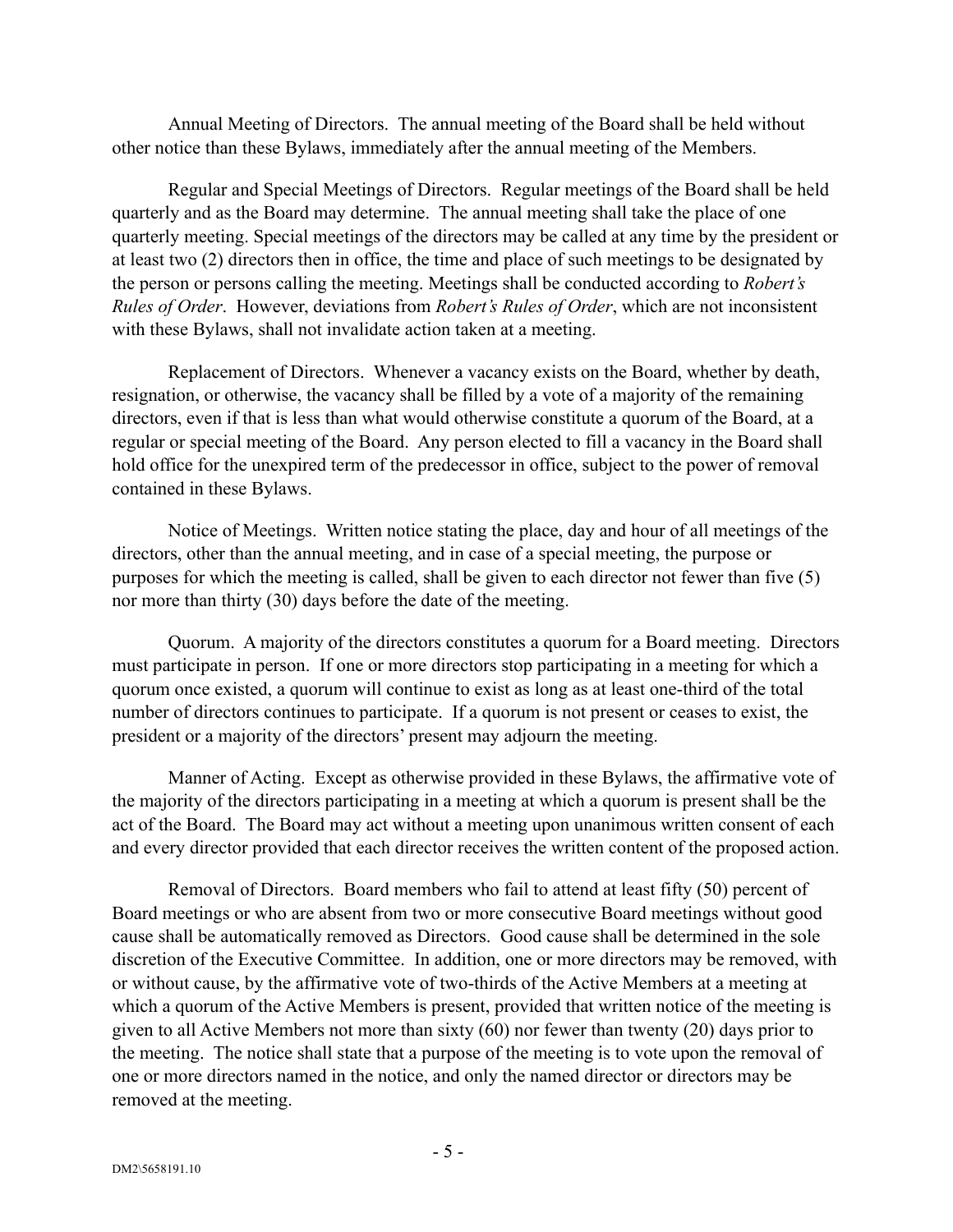Annual Meeting of Directors. The annual meeting of the Board shall be held without other notice than these Bylaws, immediately after the annual meeting of the Members.

Regular and Special Meetings of Directors. Regular meetings of the Board shall be held quarterly and as the Board may determine. The annual meeting shall take the place of one quarterly meeting. Special meetings of the directors may be called at any time by the president or at least two (2) directors then in office, the time and place of such meetings to be designated by the person or persons calling the meeting. Meetings shall be conducted according to *Robert's Rules of Order*. However, deviations from *Robert's Rules of Order*, which are not inconsistent with these Bylaws, shall not invalidate action taken at a meeting.

Replacement of Directors. Whenever a vacancy exists on the Board, whether by death, resignation, or otherwise, the vacancy shall be filled by a vote of a majority of the remaining directors, even if that is less than what would otherwise constitute a quorum of the Board, at a regular or special meeting of the Board. Any person elected to fill a vacancy in the Board shall hold office for the unexpired term of the predecessor in office, subject to the power of removal contained in these Bylaws.

Notice of Meetings. Written notice stating the place, day and hour of all meetings of the directors, other than the annual meeting, and in case of a special meeting, the purpose or purposes for which the meeting is called, shall be given to each director not fewer than five (5) nor more than thirty (30) days before the date of the meeting.

Quorum. A majority of the directors constitutes a quorum for a Board meeting. Directors must participate in person. If one or more directors stop participating in a meeting for which a quorum once existed, a quorum will continue to exist as long as at least one-third of the total number of directors continues to participate. If a quorum is not present or ceases to exist, the president or a majority of the directors' present may adjourn the meeting.

Manner of Acting. Except as otherwise provided in these Bylaws, the affirmative vote of the majority of the directors participating in a meeting at which a quorum is present shall be the act of the Board. The Board may act without a meeting upon unanimous written consent of each and every director provided that each director receives the written content of the proposed action.

Removal of Directors. Board members who fail to attend at least fifty (50) percent of Board meetings or who are absent from two or more consecutive Board meetings without good cause shall be automatically removed as Directors. Good cause shall be determined in the sole discretion of the Executive Committee. In addition, one or more directors may be removed, with or without cause, by the affirmative vote of two-thirds of the Active Members at a meeting at which a quorum of the Active Members is present, provided that written notice of the meeting is given to all Active Members not more than sixty (60) nor fewer than twenty (20) days prior to the meeting. The notice shall state that a purpose of the meeting is to vote upon the removal of one or more directors named in the notice, and only the named director or directors may be removed at the meeting.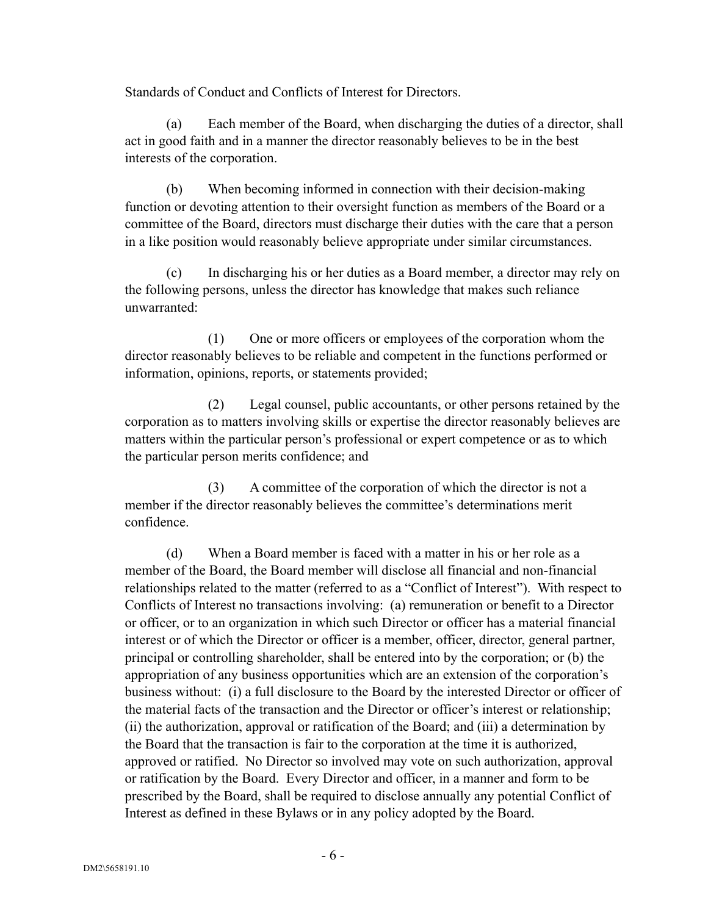Standards of Conduct and Conflicts of Interest for Directors.

(a) Each member of the Board, when discharging the duties of a director, shall act in good faith and in a manner the director reasonably believes to be in the best interests of the corporation.

(b) When becoming informed in connection with their decision-making function or devoting attention to their oversight function as members of the Board or a committee of the Board, directors must discharge their duties with the care that a person in a like position would reasonably believe appropriate under similar circumstances.

(c) In discharging his or her duties as a Board member, a director may rely on the following persons, unless the director has knowledge that makes such reliance unwarranted:

(1) One or more officers or employees of the corporation whom the director reasonably believes to be reliable and competent in the functions performed or information, opinions, reports, or statements provided;

(2) Legal counsel, public accountants, or other persons retained by the corporation as to matters involving skills or expertise the director reasonably believes are matters within the particular person's professional or expert competence or as to which the particular person merits confidence; and

(3) A committee of the corporation of which the director is not a member if the director reasonably believes the committee's determinations merit confidence.

(d) When a Board member is faced with a matter in his or her role as a member of the Board, the Board member will disclose all financial and non-financial relationships related to the matter (referred to as a "Conflict of Interest"). With respect to Conflicts of Interest no transactions involving: (a) remuneration or benefit to a Director or officer, or to an organization in which such Director or officer has a material financial interest or of which the Director or officer is a member, officer, director, general partner, principal or controlling shareholder, shall be entered into by the corporation; or (b) the appropriation of any business opportunities which are an extension of the corporation's business without: (i) a full disclosure to the Board by the interested Director or officer of the material facts of the transaction and the Director or officer's interest or relationship; (ii) the authorization, approval or ratification of the Board; and (iii) a determination by the Board that the transaction is fair to the corporation at the time it is authorized, approved or ratified. No Director so involved may vote on such authorization, approval or ratification by the Board. Every Director and officer, in a manner and form to be prescribed by the Board, shall be required to disclose annually any potential Conflict of Interest as defined in these Bylaws or in any policy adopted by the Board.

DM2\5658191.10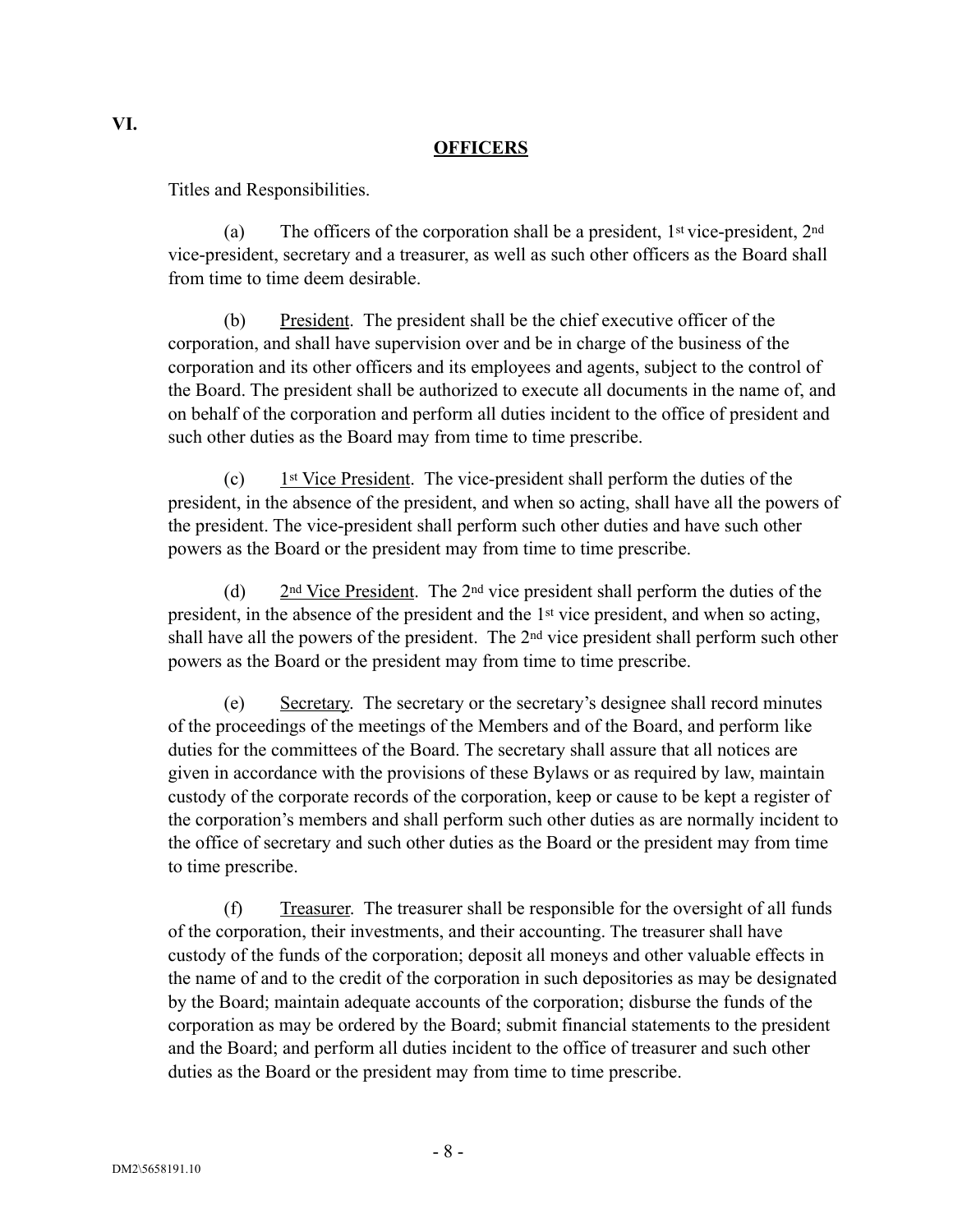# VI. OFFICERS

Titles and Responsibilities.

(a) The officers of the corporation shall be a president, 1st vice-president, 2nd vice-president, secretary and a treasurer, as well as such other officers as the Board shall from time to time deem desirable.

(b) President. The president shall be the chief executive officer of the corporation, and shall have supervision over and be in charge of the business of the corporation and its other officers and its employees and agents, subject to the control of the Board. The president shall be authorized to execute all documents in the name of, and on behalf of the corporation and perform all duties incident to the office of president and such other duties as the Board may from time to time prescribe.

(c) 1st Vice President. The vice-president shall perform the duties of the president, in the absence of the president, and when so acting, shall have all the powers of the president. The vice-president shall perform such other duties and have such other powers as the Board or the president may from time to time prescribe.

(d) 2nd Vice President. The 2nd vice president shall perform the duties of the president, in the absence of the president and the 1st vice president, and when so acting, shall have all the powers of the president. The 2nd vice president shall perform such other powers as the Board or the president may from time to time prescribe.

(e) Secretary. The secretary or the secretary's designee shall record minutes of the proceedings of the meetings of the Members and of the Board, and perform like duties for the committees of the Board. The secretary shall assure that all notices are given in accordance with the provisions of these Bylaws or as required by law, maintain custody of the corporate records of the corporation, keep or cause to be kept a register of the corporation's members and shall perform such other duties as are normally incident to the office of secretary and such other duties as the Board or the president may from time to time prescribe.

(f) Treasurer. The treasurer shall be responsible for the oversight of all funds of the corporation, their investments, and their accounting. The treasurer shall have custody of the funds of the corporation; deposit all moneys and other valuable effects in the name of and to the credit of the corporation in such depositories as may be designated by the Board; maintain adequate accounts of the corporation; disburse the funds of the corporation as may be ordered by the Board; submit financial statements to the president and the Board; and perform all duties incident to the office of treasurer and such other duties as the Board or the president may from time to time prescribe.

DM2\5658191.10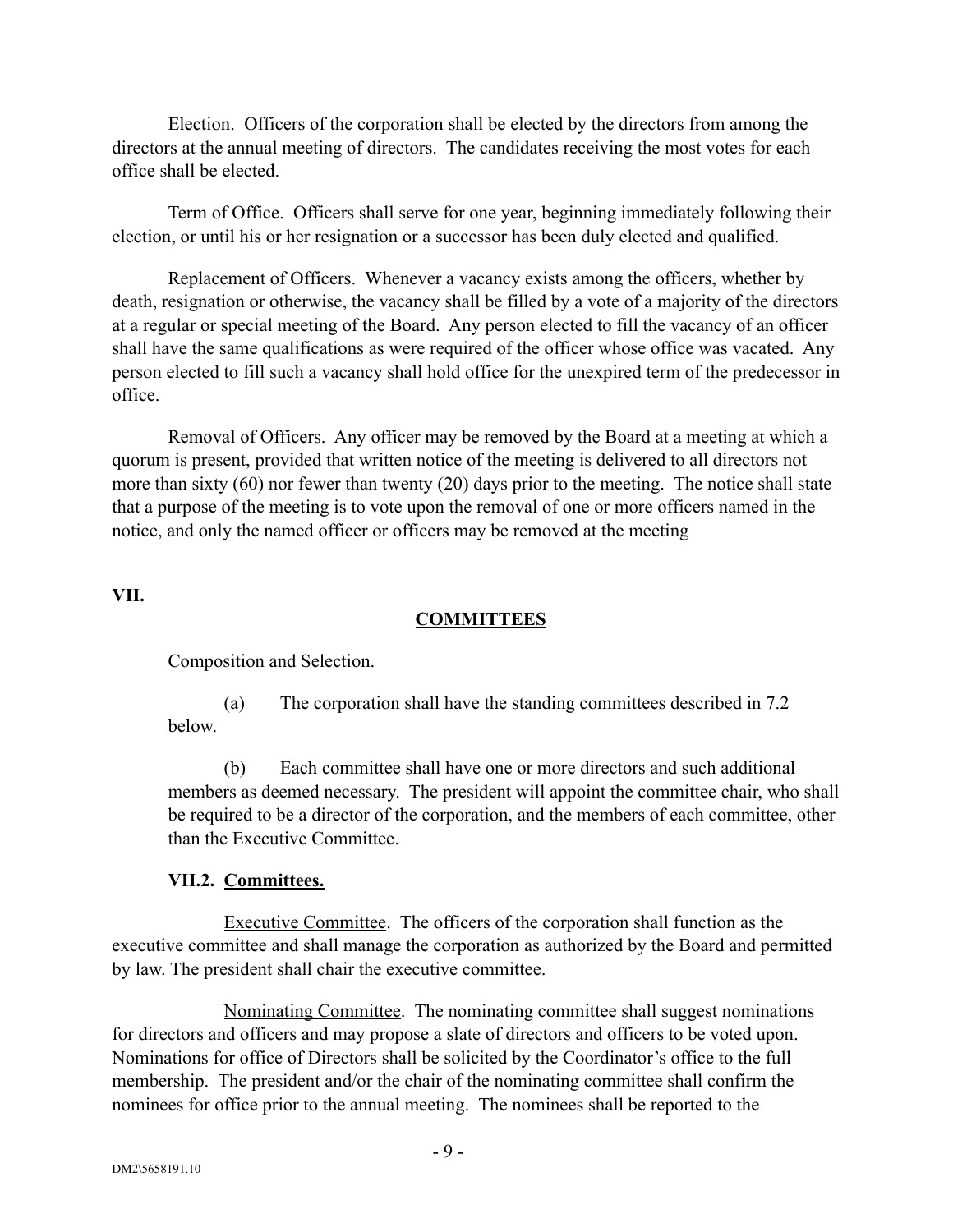Election. Officers of the corporation shall be elected by the directors from among the directors at the annual meeting of directors. The candidates receiving the most votes for each office shall be elected.

Term of Office. Officers shall serve for one year, beginning immediately following their election, or until his or her resignation or a successor has been duly elected and qualified.

Replacement of Officers. Whenever a vacancy exists among the officers, whether by death, resignation or otherwise, the vacancy shall be filled by a vote of a majority of the directors at a regular or special meeting of the Board. Any person elected to fill the vacancy of an officer shall have the same qualifications as were required of the officer whose office was vacated. Any person elected to fill such a vacancy shall hold office for the unexpired term of the predecessor in office.

Removal of Officers. Any officer may be removed by the Board at a meeting at which a quorum is present, provided that written notice of the meeting is delivered to all directors not more than sixty (60) nor fewer than twenty (20) days prior to the meeting. The notice shall state that a purpose of the meeting is to vote upon the removal of one or more officers named in the notice, and only the named officer or officers may be removed at the meeting

**VII.**

## COMMITTEES

Composition and Selection.

(a) The corporation shall have the standing committees described in 7.2 below.

(b) Each committee shall have one or more directors and such additional members as deemed necessary. The president will appoint the committee chair, who shall be required to be a director of the corporation, and the members of each committee, other than the Executive Committee.

### VII.2. Committees.

Executive Committee. The officers of the corporation shall function as the executive committee and shall manage the corporation as authorized by the Board and permitted by law. The president shall chair the executive committee.

Nominating Committee. The nominating committee shall suggest nominations for directors and officers and may propose a slate of directors and officers to be voted upon. Nominations for office of Directors shall be solicited by the Coordinator's office to the full membership. The president and/or the chair of the nominating committee shall confirm the nominees for office prior to the annual meeting. The nominees shall be reported to the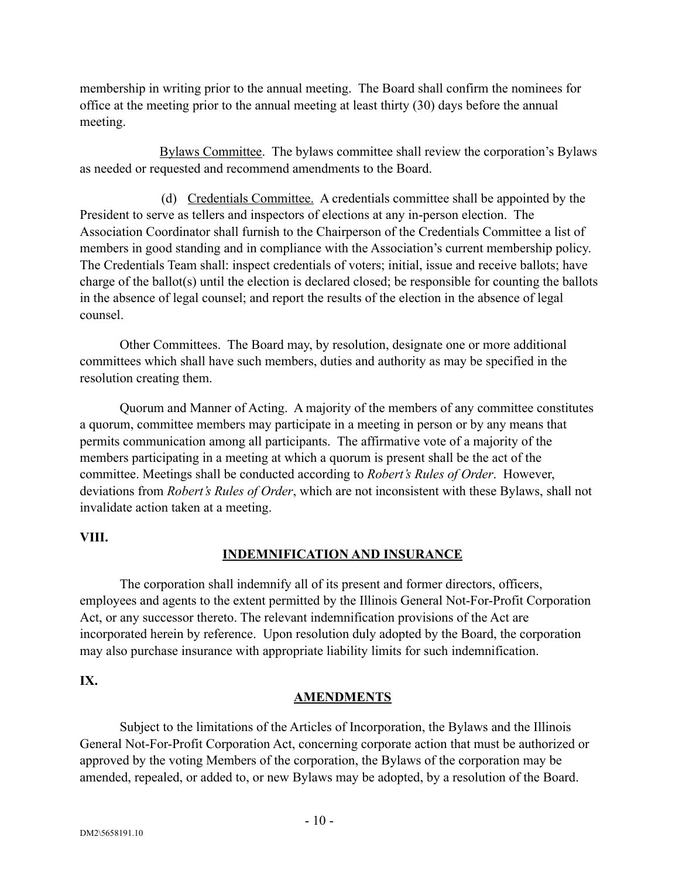membership in writing prior to the annual meeting. The Board shall confirm the nominees for office at the meeting prior to the annual meeting at least thirty (30) days before the annual meeting.

Bylaws Committee. The bylaws committee shall review the corporation's Bylaws as needed or requested and recommend amendments to the Board.

(d) Credentials Committee. A credentials committee shall be appointed by the President to serve as tellers and inspectors of elections at any in-person election. The Association Coordinator shall furnish to the Chairperson of the Credentials Committee a list of members in good standing and in compliance with the Association's current membership policy. The Credentials Team shall: inspect credentials of voters; initial, issue and receive ballots; have charge of the ballot(s) until the election is declared closed; be responsible for counting the ballots in the absence of legal counsel; and report the results of the election in the absence of legal counsel.

Other Committees. The Board may, by resolution, designate one or more additional committees which shall have such members, duties and authority as may be specified in the resolution creating them.

Quorum and Manner of Acting. A majority of the members of any committee constitutes a quorum, committee members may participate in a meeting in person or by any means that permits communication among all participants. The affirmative vote of a majority of the members participating in a meeting at which a quorum is present shall be the act of the committee. Meetings shall be conducted according to *Robert's Rules of Order*. However, deviations from *Robert's Rules of Order*, which are not inconsistent with these Bylaws, shall not invalidate action taken at a meeting.

**VIII.**

## INDEMNIFICATION AND INSURANCE

The corporation shall indemnify all of its present and former directors, officers, employees and agents to the extent permitted by the Illinois General Not-For-Profit Corporation Act, or any successor thereto. The relevant indemnification provisions of the Act are incorporated herein by reference. Upon resolution duly adopted by the Board, the corporation may also purchase insurance with appropriate liability limits for such indemnification.

**IX.**

## AMENDMENTS

Subject to the limitations of the Articles of Incorporation, the Bylaws and the Illinois General Not-For-Profit Corporation Act, concerning corporate action that must be authorized or approved by the voting Members of the corporation, the Bylaws of the corporation may be amended, repealed, or added to, or new Bylaws may be adopted, by a resolution of the Board.